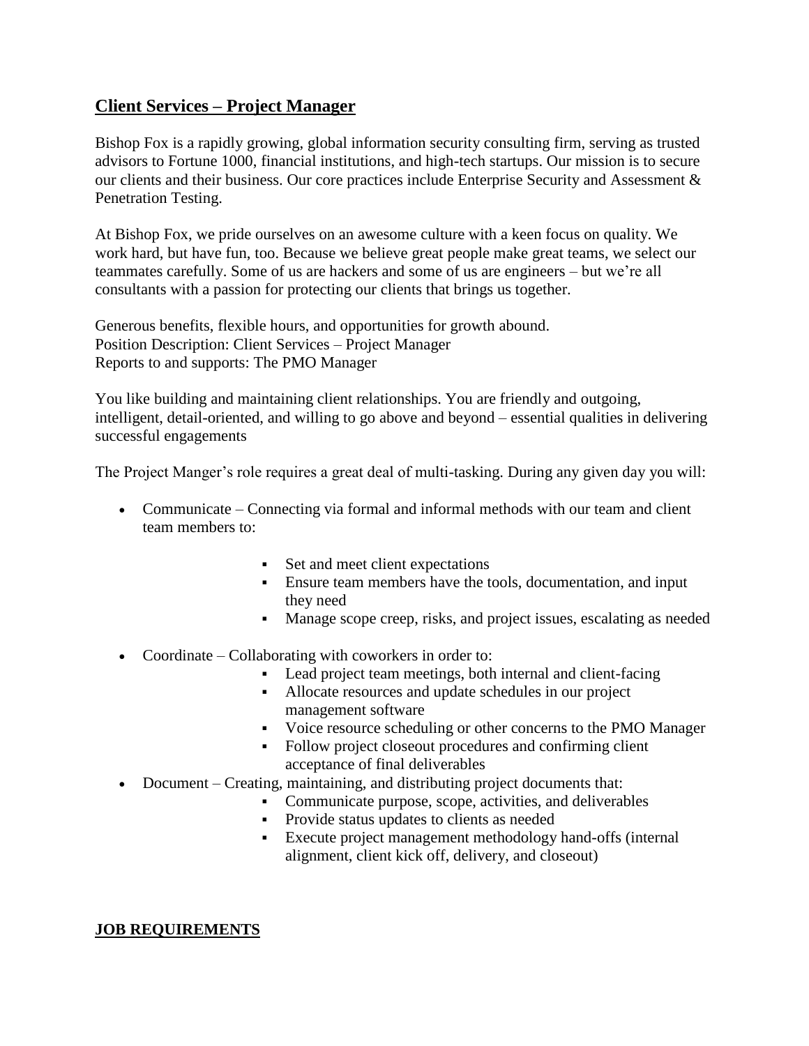## Client Services – Project Manager

Bishop Fox is a rapidly growing, global information security consulting firm, serving as trusted advisors to Fortune 1000, financial institutions, and high-tech startups. Our mission is to secure our clients and their business. Our core practices include Enterprise Security and Assessment & Penetration Testing.

At Bishop Fox, we pride ourselves on an awesome culture with a keen focus on quality. We work hard, but have fun, too. Because we believe great people make great teams, we select our teammates carefully. Some of us are hackers and some of us are engineers – but we're all consultants with a passion for protecting our clients that brings us together.

Generous benefits, flexible hours, and opportunities for growth abound.
Position Description: Client Services – Project Manager
Reports to and supports: The PMO Manager

You like building and maintaining client relationships. You are friendly and outgoing, intelligent, detail-oriented, and willing to go above and beyond – essential qualities in delivering successful engagements

The Project Manger's role requires a great deal of multi-tasking. During any given day you will:

- Communicate – Connecting via formal and informal methods with our team and client team members to:
  - Set and meet client expectations
  - Ensure team members have the tools, documentation, and input they need
  - Manage scope creep, risks, and project issues, escalating as needed
- Coordinate – Collaborating with coworkers in order to:
  - Lead project team meetings, both internal and client-facing
  - Allocate resources and update schedules in our project management software
  - Voice resource scheduling or other concerns to the PMO Manager
  - Follow project closeout procedures and confirming client acceptance of final deliverables
- Document – Creating, maintaining, and distributing project documents that:
  - Communicate purpose, scope, activities, and deliverables
  - Provide status updates to clients as needed
  - Execute project management methodology hand-offs (internal alignment, client kick off, delivery, and closeout)

## JOB REQUIREMENTS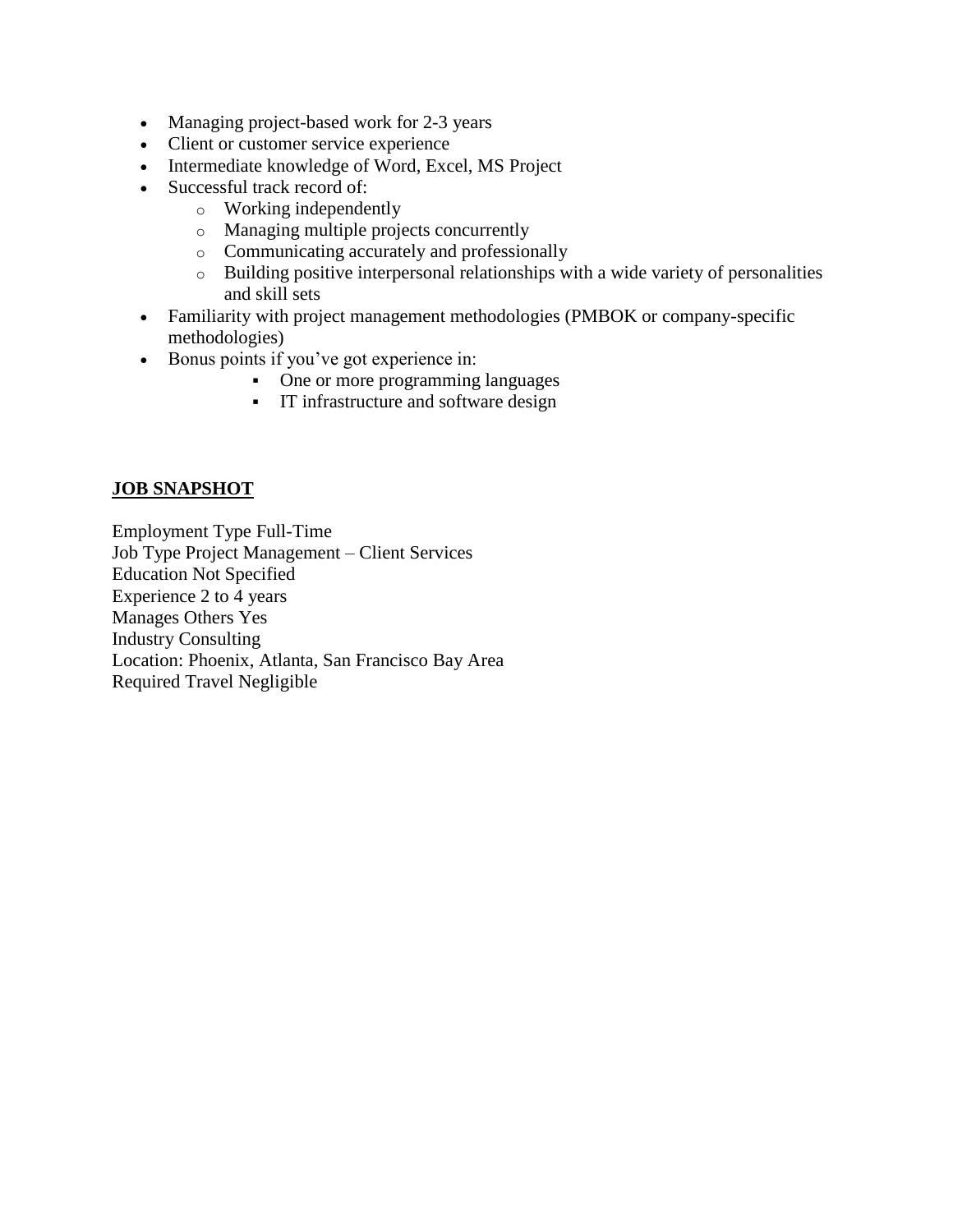- Managing project-based work for 2-3 years
- Client or customer service experience
- Intermediate knowledge of Word, Excel, MS Project
- Successful track record of:
    - Working independently
    - Managing multiple projects concurrently
    - Communicating accurately and professionally
    - Building positive interpersonal relationships with a wide variety of personalities and skill sets
- Familiarity with project management methodologies (PMBOK or company-specific methodologies)
- Bonus points if you've got experience in:
    - One or more programming languages
    - IT infrastructure and software design

**JOB SNAPSHOT**

Employment Type Full-Time
Job Type Project Management – Client Services
Education Not Specified
Experience 2 to 4 years
Manages Others Yes
Industry Consulting
Location: Phoenix, Atlanta, San Francisco Bay Area
Required Travel Negligible